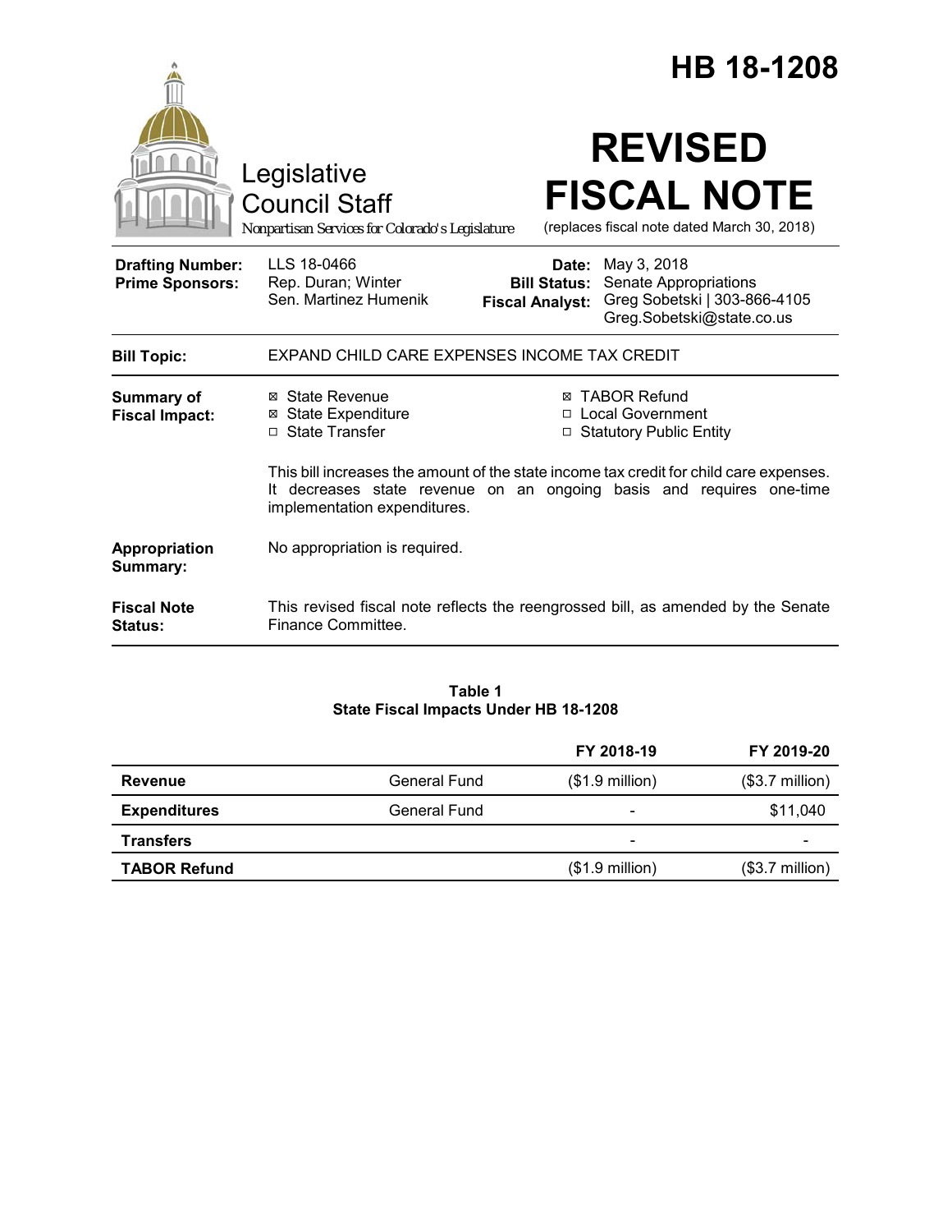# HB 18-1208

Legislative Council Staff

*Nonpartisan Services for Colorado's Legislature*

# REVISED FISCAL NOTE

(replaces fiscal note dated March 30, 2018)

| | | | |
|---|---|---|---|
| **Drafting Number:** | LLS 18-0466 | **Date:** | May 3, 2018 |
| **Prime Sponsors:** | Rep. Duran; Winter<br>Sen. Martinez Humenik | **Bill Status:** | Senate Appropriations |
| | | **Fiscal Analyst:** | Greg Sobetski \| 303-866-4105<br>Greg.Sobetski@state.co.us |

| | |
|---|---|
| **Bill Topic:** | EXPAND CHILD CARE EXPENSES INCOME TAX CREDIT |
| **Summary of Fiscal Impact:** | ☒ State Revenue<br>☒ State Expenditure<br>☐ State Transfer<br>☒ TABOR Refund<br>☐ Local Government<br>☐ Statutory Public Entity<br><br>This bill increases the amount of the state income tax credit for child care expenses. It decreases state revenue on an ongoing basis and requires one-time implementation expenditures. |
| **Appropriation Summary:** | No appropriation is required. |
| **Fiscal Note Status:** | This revised fiscal note reflects the reengrossed bill, as amended by the Senate Finance Committee. |

**Table 1**
**State Fiscal Impacts Under HB 18-1208**

| | | FY 2018-19 | FY 2019-20 |
|---|---|---|---|
| **Revenue** | General Fund | ($1.9 million) | ($3.7 million) |
| **Expenditures** | General Fund | - | $11,040 |
| **Transfers** | | - | - |
| **TABOR Refund** | | ($1.9 million) | ($3.7 million) |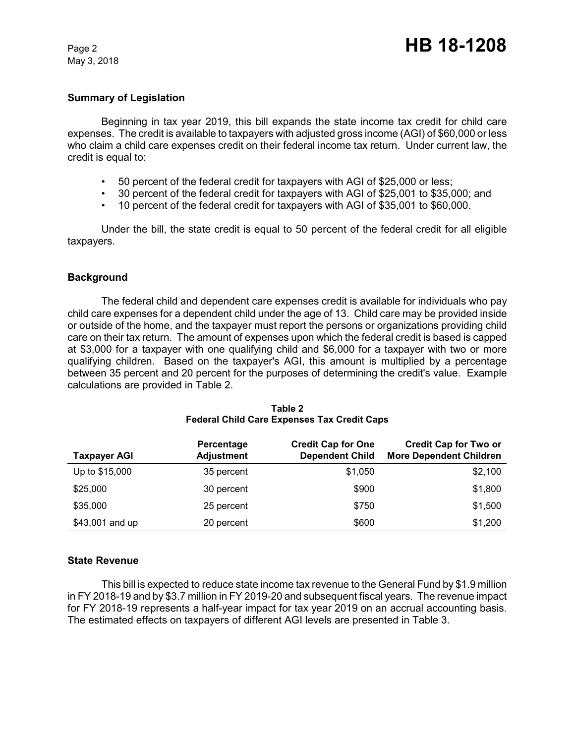## Summary of Legislation

Beginning in tax year 2019, this bill expands the state income tax credit for child care expenses. The credit is available to taxpayers with adjusted gross income (AGI) of $60,000 or less who claim a child care expenses credit on their federal income tax return. Under current law, the credit is equal to:

- 50 percent of the federal credit for taxpayers with AGI of $25,000 or less;
- 30 percent of the federal credit for taxpayers with AGI of $25,001 to $35,000; and
- 10 percent of the federal credit for taxpayers with AGI of $35,001 to $60,000.

Under the bill, the state credit is equal to 50 percent of the federal credit for all eligible taxpayers.

## Background

The federal child and dependent care expenses credit is available for individuals who pay child care expenses for a dependent child under the age of 13. Child care may be provided inside or outside of the home, and the taxpayer must report the persons or organizations providing child care on their tax return. The amount of expenses upon which the federal credit is based is capped at $3,000 for a taxpayer with one qualifying child and $6,000 for a taxpayer with two or more qualifying children. Based on the taxpayer's AGI, this amount is multiplied by a percentage between 35 percent and 20 percent for the purposes of determining the credit's value. Example calculations are provided in Table 2.

**Table 2**
**Federal Child Care Expenses Tax Credit Caps**

| Taxpayer AGI | Percentage Adjustment | Credit Cap for One Dependent Child | Credit Cap for Two or More Dependent Children |
|---|---|---|---|
| Up to $15,000 | 35 percent | $1,050 | $2,100 |
| $25,000 | 30 percent | $900 | $1,800 |
| $35,000 | 25 percent | $750 | $1,500 |
| $43,001 and up | 20 percent | $600 | $1,200 |

## State Revenue

This bill is expected to reduce state income tax revenue to the General Fund by $1.9 million in FY 2018-19 and by $3.7 million in FY 2019-20 and subsequent fiscal years. The revenue impact for FY 2018-19 represents a half-year impact for tax year 2019 on an accrual accounting basis. The estimated effects on taxpayers of different AGI levels are presented in Table 3.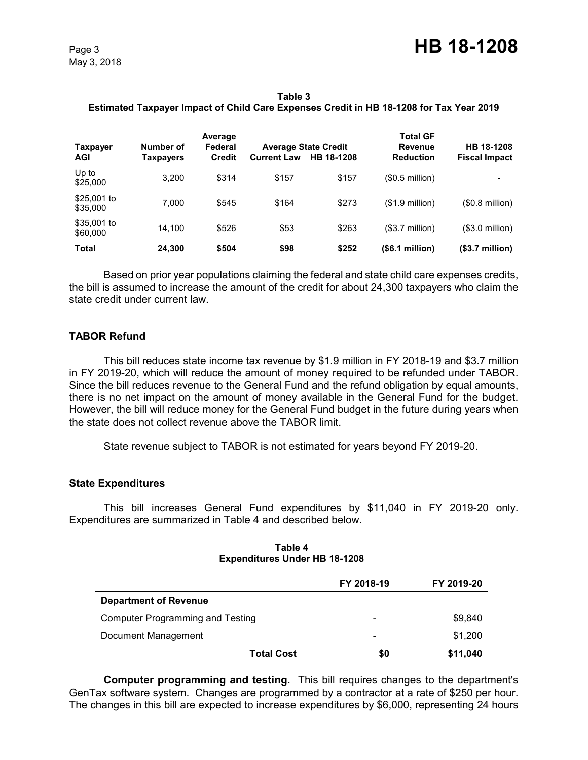**Table 3**
**Estimated Taxpayer Impact of Child Care Expenses Credit in HB 18-1208 for Tax Year 2019**

| Taxpayer AGI | Number of Taxpayers | Average Federal Credit | Average State Credit | | Total GF Revenue Reduction | HB 18-1208 Fiscal Impact |
|---|---|---|---|---|---|---|
| | | | Current Law | HB 18-1208 | | |
| Up to $25,000 | 3,200 | $314 | $157 | $157 | ($0.5 million) | - |
| $25,001 to $35,000 | 7,000 | $545 | $164 | $273 | ($1.9 million) | ($0.8 million) |
| $35,001 to $60,000 | 14,100 | $526 | $53 | $263 | ($3.7 million) | ($3.0 million) |
| **Total** | **24,300** | **$504** | **$98** | **$252** | **($6.1 million)** | **($3.7 million)** |

Based on prior year populations claiming the federal and state child care expenses credits, the bill is assumed to increase the amount of the credit for about 24,300 taxpayers who claim the state credit under current law.

## TABOR Refund

This bill reduces state income tax revenue by $1.9 million in FY 2018-19 and $3.7 million in FY 2019-20, which will reduce the amount of money required to be refunded under TABOR. Since the bill reduces revenue to the General Fund and the refund obligation by equal amounts, there is no net impact on the amount of money available in the General Fund for the budget. However, the bill will reduce money for the General Fund budget in the future during years when the state does not collect revenue above the TABOR limit.

State revenue subject to TABOR is not estimated for years beyond FY 2019-20.

## State Expenditures

This bill increases General Fund expenditures by $11,040 in FY 2019-20 only. Expenditures are summarized in Table 4 and described below.

**Table 4**
**Expenditures Under HB 18-1208**

| | FY 2018-19 | FY 2019-20 |
|---|---|---|
| **Department of Revenue** | | |
| Computer Programming and Testing | - | $9,840 |
| Document Management | - | $1,200 |
| **Total Cost** | **$0** | **$11,040** |

**Computer programming and testing.** This bill requires changes to the department's GenTax software system. Changes are programmed by a contractor at a rate of $250 per hour. The changes in this bill are expected to increase expenditures by $6,000, representing 24 hours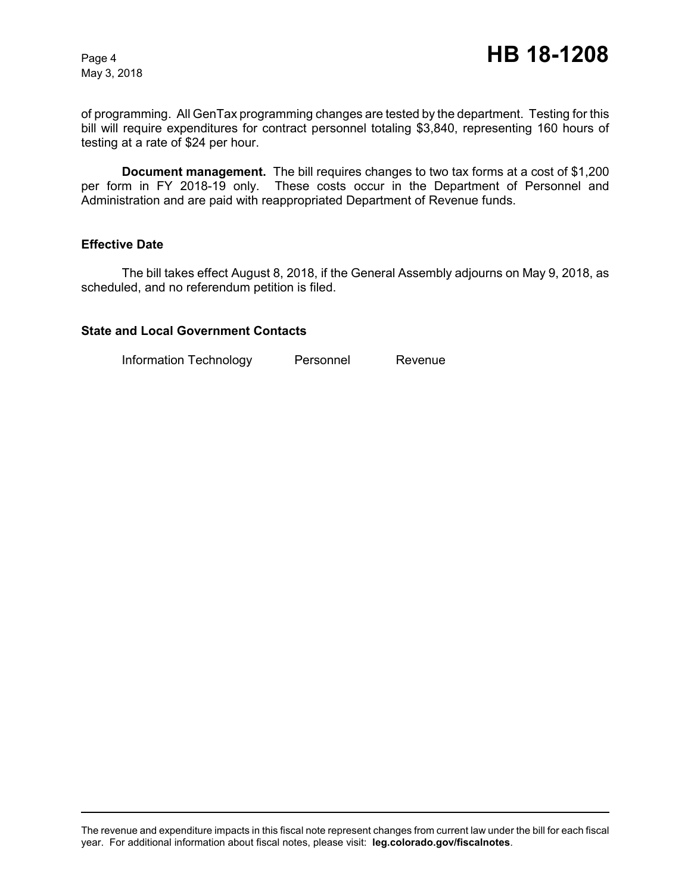of programming. All GenTax programming changes are tested by the department. Testing for this bill will require expenditures for contract personnel totaling $3,840, representing 160 hours of testing at a rate of $24 per hour.

**Document management.** The bill requires changes to two tax forms at a cost of $1,200 per form in FY 2018-19 only. These costs occur in the Department of Personnel and Administration and are paid with reappropriated Department of Revenue funds.

### Effective Date

The bill takes effect August 8, 2018, if the General Assembly adjourns on May 9, 2018, as scheduled, and no referendum petition is filed.

### State and Local Government Contacts

Information Technology    Personnel    Revenue

The revenue and expenditure impacts in this fiscal note represent changes from current law under the bill for each fiscal year. For additional information about fiscal notes, please visit: **leg.colorado.gov/fiscalnotes**.